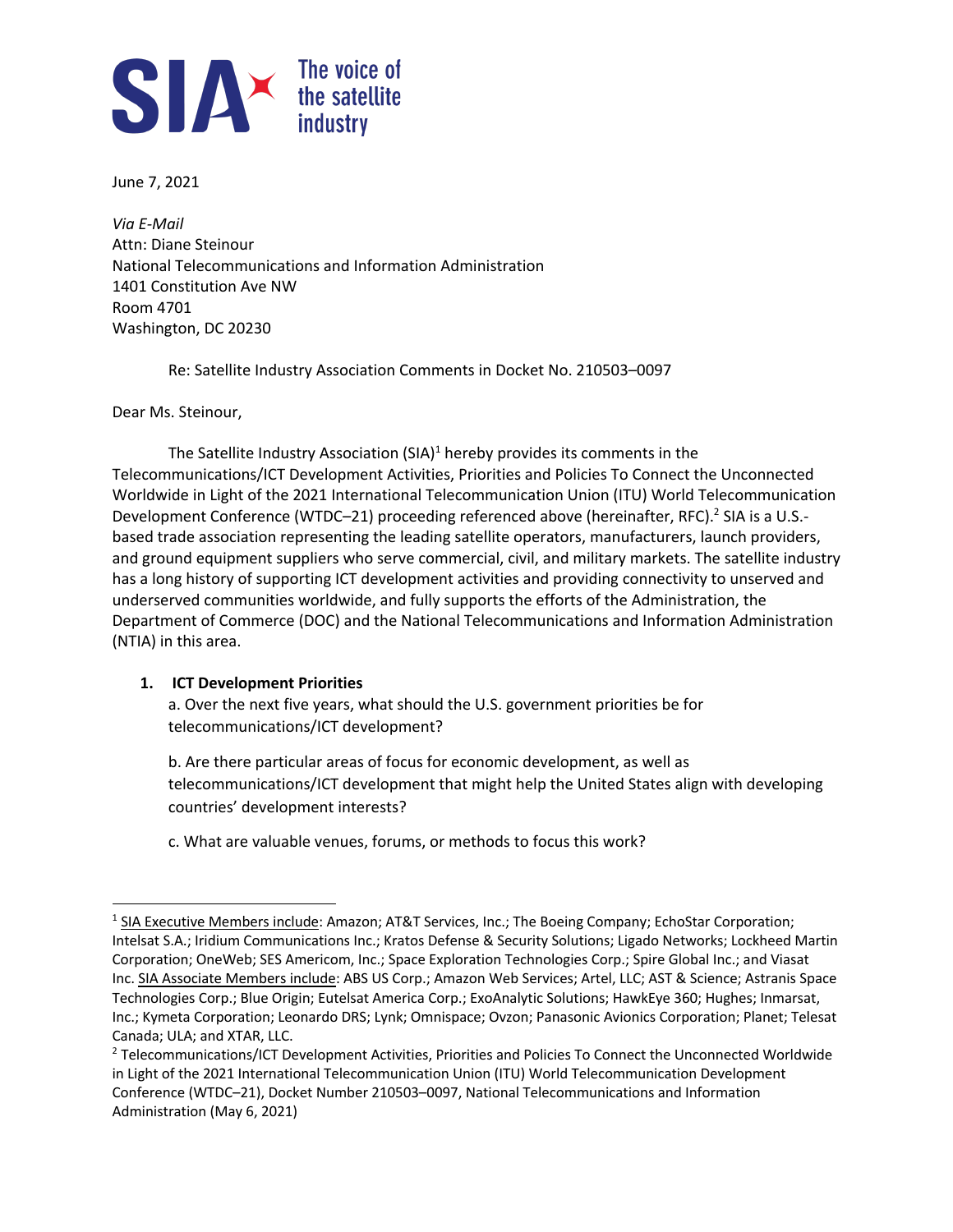**SIA** The voice of the satellite industry

June 7, 2021

*Via E-Mail*
Attn: Diane Steinour
National Telecommunications and Information Administration
1401 Constitution Ave NW
Room 4701
Washington, DC 20230

Re: Satellite Industry Association Comments in Docket No. 210503–0097

Dear Ms. Steinour,

The Satellite Industry Association (SIA)[1] hereby provides its comments in the Telecommunications/ICT Development Activities, Priorities and Policies To Connect the Unconnected Worldwide in Light of the 2021 International Telecommunication Union (ITU) World Telecommunication Development Conference (WTDC–21) proceeding referenced above (hereinafter, RFC).[2] SIA is a U.S.-based trade association representing the leading satellite operators, manufacturers, launch providers, and ground equipment suppliers who serve commercial, civil, and military markets. The satellite industry has a long history of supporting ICT development activities and providing connectivity to unserved and underserved communities worldwide, and fully supports the efforts of the Administration, the Department of Commerce (DOC) and the National Telecommunications and Information Administration (NTIA) in this area.

1. **ICT Development Priorities**

   a. Over the next five years, what should the U.S. government priorities be for telecommunications/ICT development?

   b. Are there particular areas of focus for economic development, as well as telecommunications/ICT development that might help the United States align with developing countries' development interests?

   c. What are valuable venues, forums, or methods to focus this work?

---

[1] SIA Executive Members include: Amazon; AT&T Services, Inc.; The Boeing Company; EchoStar Corporation; Intelsat S.A.; Iridium Communications Inc.; Kratos Defense & Security Solutions; Ligado Networks; Lockheed Martin Corporation; OneWeb; SES Americom, Inc.; Space Exploration Technologies Corp.; Spire Global Inc.; and Viasat Inc. SIA Associate Members include: ABS US Corp.; Amazon Web Services; Artel, LLC; AST & Science; Astranis Space Technologies Corp.; Blue Origin; Eutelsat America Corp.; ExoAnalytic Solutions; HawkEye 360; Hughes; Inmarsat, Inc.; Kymeta Corporation; Leonardo DRS; Lynk; Omnispace; Ovzon; Panasonic Avionics Corporation; Planet; Telesat Canada; ULA; and XTAR, LLC.

[2] Telecommunications/ICT Development Activities, Priorities and Policies To Connect the Unconnected Worldwide in Light of the 2021 International Telecommunication Union (ITU) World Telecommunication Development Conference (WTDC–21), Docket Number 210503–0097, National Telecommunications and Information Administration (May 6, 2021)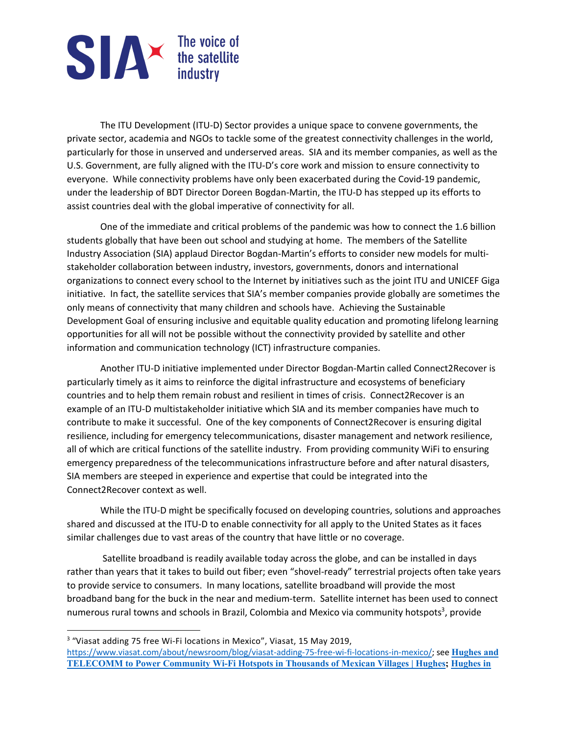The ITU Development (ITU-D) Sector provides a unique space to convene governments, the private sector, academia and NGOs to tackle some of the greatest connectivity challenges in the world, particularly for those in unserved and underserved areas. SIA and its member companies, as well as the U.S. Government, are fully aligned with the ITU-D's core work and mission to ensure connectivity to everyone. While connectivity problems have only been exacerbated during the Covid-19 pandemic, under the leadership of BDT Director Doreen Bogdan-Martin, the ITU-D has stepped up its efforts to assist countries deal with the global imperative of connectivity for all.

One of the immediate and critical problems of the pandemic was how to connect the 1.6 billion students globally that have been out school and studying at home. The members of the Satellite Industry Association (SIA) applaud Director Bogdan-Martin's efforts to consider new models for multi-stakeholder collaboration between industry, investors, governments, donors and international organizations to connect every school to the Internet by initiatives such as the joint ITU and UNICEF Giga initiative. In fact, the satellite services that SIA's member companies provide globally are sometimes the only means of connectivity that many children and schools have. Achieving the Sustainable Development Goal of ensuring inclusive and equitable quality education and promoting lifelong learning opportunities for all will not be possible without the connectivity provided by satellite and other information and communication technology (ICT) infrastructure companies.

Another ITU-D initiative implemented under Director Bogdan-Martin called Connect2Recover is particularly timely as it aims to reinforce the digital infrastructure and ecosystems of beneficiary countries and to help them remain robust and resilient in times of crisis. Connect2Recover is an example of an ITU-D multistakeholder initiative which SIA and its member companies have much to contribute to make it successful. One of the key components of Connect2Recover is ensuring digital resilience, including for emergency telecommunications, disaster management and network resilience, all of which are critical functions of the satellite industry. From providing community WiFi to ensuring emergency preparedness of the telecommunications infrastructure before and after natural disasters, SIA members are steeped in experience and expertise that could be integrated into the Connect2Recover context as well.

While the ITU-D might be specifically focused on developing countries, solutions and approaches shared and discussed at the ITU-D to enable connectivity for all apply to the United States as it faces similar challenges due to vast areas of the country that have little or no coverage.

Satellite broadband is readily available today across the globe, and can be installed in days rather than years that it takes to build out fiber; even "shovel-ready" terrestrial projects often take years to provide service to consumers. In many locations, satellite broadband will provide the most broadband bang for the buck in the near and medium-term. Satellite internet has been used to connect numerous rural towns and schools in Brazil, Colombia and Mexico via community hotspots[3], provide

---

[3] "Viasat adding 75 free Wi-Fi locations in Mexico", Viasat, 15 May 2019, https://www.viasat.com/about/newsroom/blog/viasat-adding-75-free-wi-fi-locations-in-mexico/; see **Hughes and TELECOMM to Power Community Wi-Fi Hotspots in Thousands of Mexican Villages | Hughes**; **Hughes in**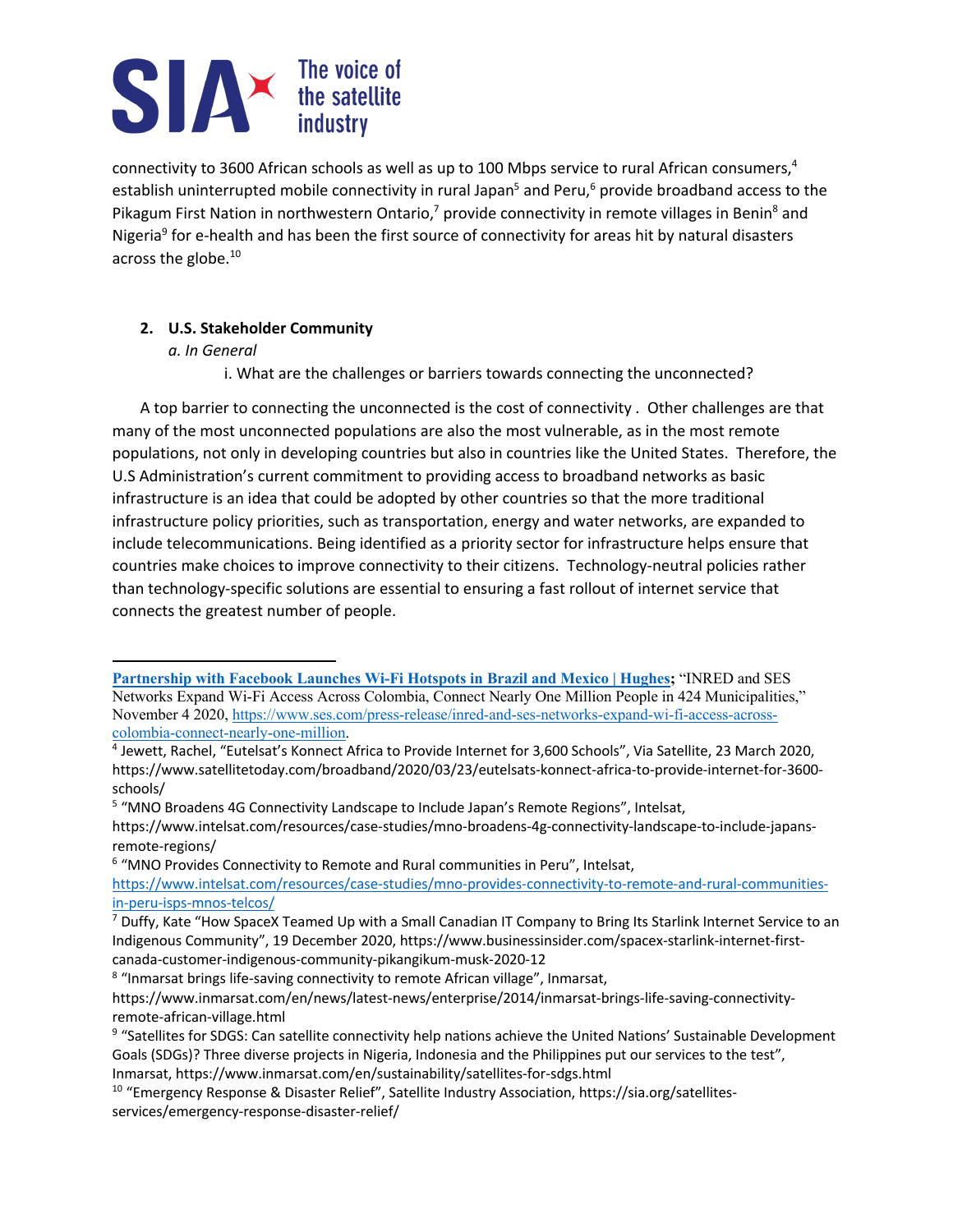connectivity to 3600 African schools as well as up to 100 Mbps service to rural African consumers,[4] establish uninterrupted mobile connectivity in rural Japan[5] and Peru,[6] provide broadband access to the Pikagum First Nation in northwestern Ontario,[7] provide connectivity in remote villages in Benin[8] and Nigeria[9] for e-health and has been the first source of connectivity for areas hit by natural disasters across the globe.[10]

2. **U.S. Stakeholder Community**

   *a. In General*

   i. What are the challenges or barriers towards connecting the unconnected?

A top barrier to connecting the unconnected is the cost of connectivity . Other challenges are that many of the most unconnected populations are also the most vulnerable, as in the most remote populations, not only in developing countries but also in countries like the United States. Therefore, the U.S Administration's current commitment to providing access to broadband networks as basic infrastructure is an idea that could be adopted by other countries so that the more traditional infrastructure policy priorities, such as transportation, energy and water networks, are expanded to include telecommunications. Being identified as a priority sector for infrastructure helps ensure that countries make choices to improve connectivity to their citizens. Technology-neutral policies rather than technology-specific solutions are essential to ensuring a fast rollout of internet service that connects the greatest number of people.

---

**Partnership with Facebook Launches Wi-Fi Hotspots in Brazil and Mexico | Hughes;** "INRED and SES Networks Expand Wi-Fi Access Across Colombia, Connect Nearly One Million People in 424 Municipalities," November 4 2020, https://www.ses.com/press-release/inred-and-ses-networks-expand-wi-fi-access-across-colombia-connect-nearly-one-million.

[4] Jewett, Rachel, "Eutelsat's Konnect Africa to Provide Internet for 3,600 Schools", Via Satellite, 23 March 2020, https://www.satellitetoday.com/broadband/2020/03/23/eutelsats-konnect-africa-to-provide-internet-for-3600-schools/

[5] "MNO Broadens 4G Connectivity Landscape to Include Japan's Remote Regions", Intelsat, https://www.intelsat.com/resources/case-studies/mno-broadens-4g-connectivity-landscape-to-include-japans-remote-regions/

[6] "MNO Provides Connectivity to Remote and Rural communities in Peru", Intelsat, https://www.intelsat.com/resources/case-studies/mno-provides-connectivity-to-remote-and-rural-communities-in-peru-isps-mnos-telcos/

[7] Duffy, Kate "How SpaceX Teamed Up with a Small Canadian IT Company to Bring Its Starlink Internet Service to an Indigenous Community", 19 December 2020, https://www.businessinsider.com/spacex-starlink-internet-first-canada-customer-indigenous-community-pikangikum-musk-2020-12

[8] "Inmarsat brings life-saving connectivity to remote African village", Inmarsat, https://www.inmarsat.com/en/news/latest-news/enterprise/2014/inmarsat-brings-life-saving-connectivity-remote-african-village.html

[9] "Satellites for SDGS: Can satellite connectivity help nations achieve the United Nations' Sustainable Development Goals (SDGs)? Three diverse projects in Nigeria, Indonesia and the Philippines put our services to the test", Inmarsat, https://www.inmarsat.com/en/sustainability/satellites-for-sdgs.html

[10] "Emergency Response & Disaster Relief", Satellite Industry Association, https://sia.org/satellites-services/emergency-response-disaster-relief/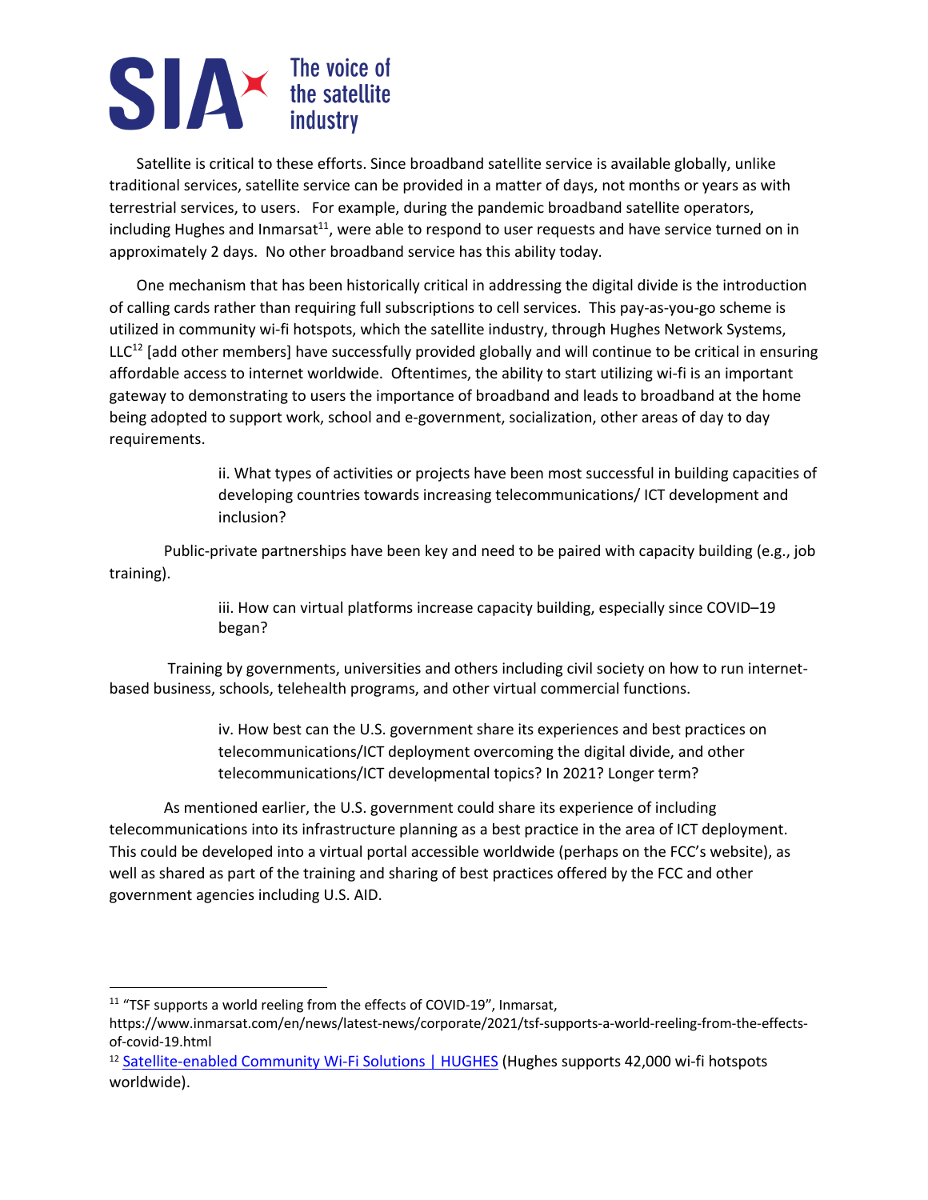Satellite is critical to these efforts. Since broadband satellite service is available globally, unlike traditional services, satellite service can be provided in a matter of days, not months or years as with terrestrial services, to users. For example, during the pandemic broadband satellite operators, including Hughes and Inmarsat[11], were able to respond to user requests and have service turned on in approximately 2 days. No other broadband service has this ability today.

One mechanism that has been historically critical in addressing the digital divide is the introduction of calling cards rather than requiring full subscriptions to cell services. This pay-as-you-go scheme is utilized in community wi-fi hotspots, which the satellite industry, through Hughes Network Systems, LLC[12] [add other members] have successfully provided globally and will continue to be critical in ensuring affordable access to internet worldwide. Oftentimes, the ability to start utilizing wi-fi is an important gateway to demonstrating to users the importance of broadband and leads to broadband at the home being adopted to support work, school and e-government, socialization, other areas of day to day requirements.

> ii. What types of activities or projects have been most successful in building capacities of developing countries towards increasing telecommunications/ ICT development and inclusion?

Public-private partnerships have been key and need to be paired with capacity building (e.g., job training).

> iii. How can virtual platforms increase capacity building, especially since COVID–19 began?

Training by governments, universities and others including civil society on how to run internet-based business, schools, telehealth programs, and other virtual commercial functions.

> iv. How best can the U.S. government share its experiences and best practices on telecommunications/ICT deployment overcoming the digital divide, and other telecommunications/ICT developmental topics? In 2021? Longer term?

As mentioned earlier, the U.S. government could share its experience of including telecommunications into its infrastructure planning as a best practice in the area of ICT deployment. This could be developed into a virtual portal accessible worldwide (perhaps on the FCC's website), as well as shared as part of the training and sharing of best practices offered by the FCC and other government agencies including U.S. AID.

---

[11] "TSF supports a world reeling from the effects of COVID-19", Inmarsat, https://www.inmarsat.com/en/news/latest-news/corporate/2021/tsf-supports-a-world-reeling-from-the-effects-of-covid-19.html

[12] Satellite-enabled Community Wi-Fi Solutions | HUGHES (Hughes supports 42,000 wi-fi hotspots worldwide).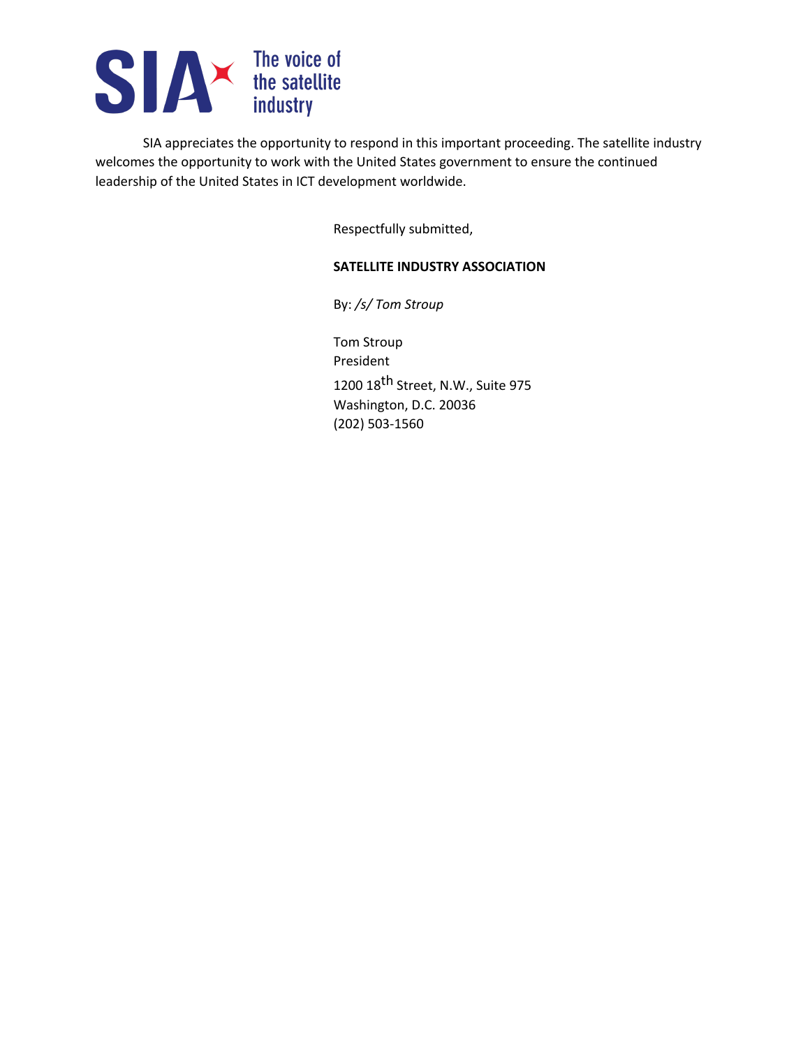SIA The voice of the satellite industry

SIA appreciates the opportunity to respond in this important proceeding. The satellite industry welcomes the opportunity to work with the United States government to ensure the continued leadership of the United States in ICT development worldwide.

Respectfully submitted,

**SATELLITE INDUSTRY ASSOCIATION**

By: */s/ Tom Stroup*

Tom Stroup
President
1200 18th Street, N.W., Suite 975
Washington, D.C. 20036
(202) 503-1560